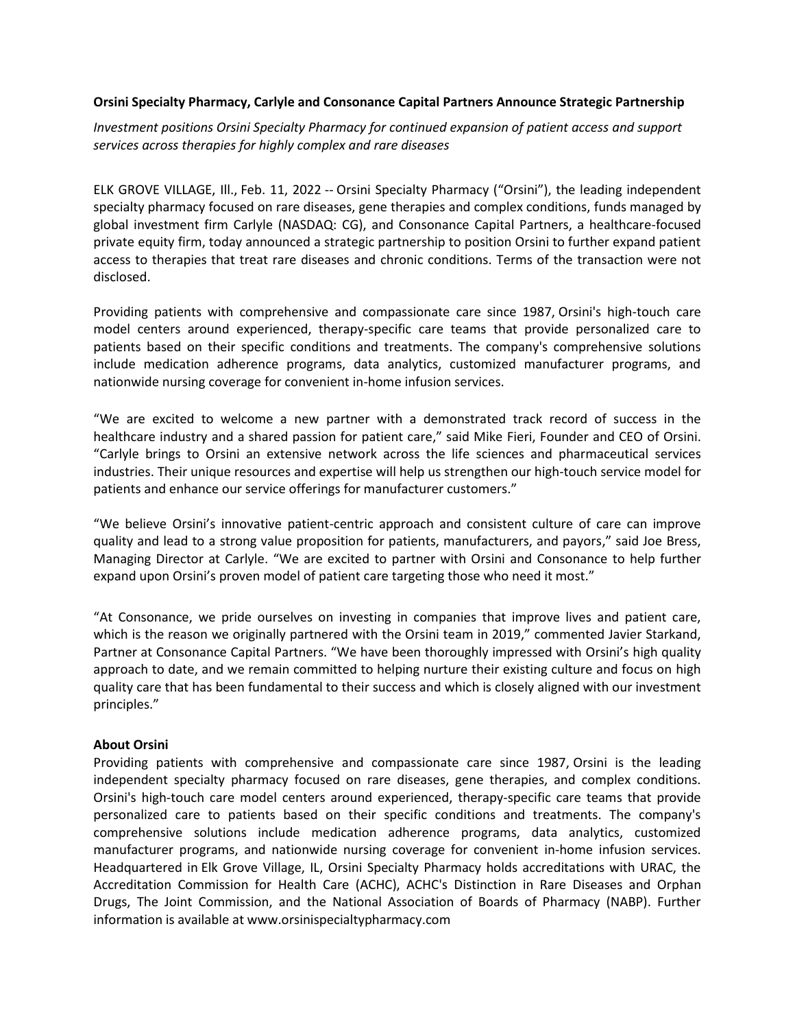**Orsini Specialty Pharmacy, Carlyle and Consonance Capital Partners Announce Strategic Partnership**

*Investment positions Orsini Specialty Pharmacy for continued expansion of patient access and support services across therapies for highly complex and rare diseases*

ELK GROVE VILLAGE, Ill., Feb. 11, 2022 -- Orsini Specialty Pharmacy ("Orsini"), the leading independent specialty pharmacy focused on rare diseases, gene therapies and complex conditions, funds managed by global investment firm Carlyle (NASDAQ: CG), and Consonance Capital Partners, a healthcare-focused private equity firm, today announced a strategic partnership to position Orsini to further expand patient access to therapies that treat rare diseases and chronic conditions. Terms of the transaction were not disclosed.

Providing patients with comprehensive and compassionate care since 1987, Orsini's high-touch care model centers around experienced, therapy-specific care teams that provide personalized care to patients based on their specific conditions and treatments. The company's comprehensive solutions include medication adherence programs, data analytics, customized manufacturer programs, and nationwide nursing coverage for convenient in-home infusion services.

"We are excited to welcome a new partner with a demonstrated track record of success in the healthcare industry and a shared passion for patient care," said Mike Fieri, Founder and CEO of Orsini. "Carlyle brings to Orsini an extensive network across the life sciences and pharmaceutical services industries. Their unique resources and expertise will help us strengthen our high-touch service model for patients and enhance our service offerings for manufacturer customers."

"We believe Orsini's innovative patient-centric approach and consistent culture of care can improve quality and lead to a strong value proposition for patients, manufacturers, and payors," said Joe Bress, Managing Director at Carlyle. "We are excited to partner with Orsini and Consonance to help further expand upon Orsini's proven model of patient care targeting those who need it most."

"At Consonance, we pride ourselves on investing in companies that improve lives and patient care, which is the reason we originally partnered with the Orsini team in 2019," commented Javier Starkand, Partner at Consonance Capital Partners. "We have been thoroughly impressed with Orsini's high quality approach to date, and we remain committed to helping nurture their existing culture and focus on high quality care that has been fundamental to their success and which is closely aligned with our investment principles."

**About Orsini**

Providing patients with comprehensive and compassionate care since 1987, Orsini is the leading independent specialty pharmacy focused on rare diseases, gene therapies, and complex conditions. Orsini's high-touch care model centers around experienced, therapy-specific care teams that provide personalized care to patients based on their specific conditions and treatments. The company's comprehensive solutions include medication adherence programs, data analytics, customized manufacturer programs, and nationwide nursing coverage for convenient in-home infusion services. Headquartered in Elk Grove Village, IL, Orsini Specialty Pharmacy holds accreditations with URAC, the Accreditation Commission for Health Care (ACHC), ACHC's Distinction in Rare Diseases and Orphan Drugs, The Joint Commission, and the National Association of Boards of Pharmacy (NABP). Further information is available at www.orsinispecialtypharmacy.com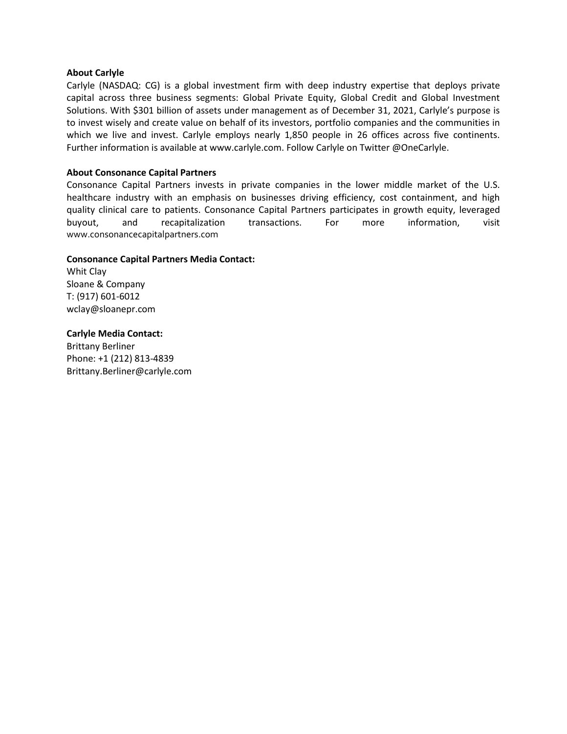**About Carlyle**

Carlyle (NASDAQ: CG) is a global investment firm with deep industry expertise that deploys private capital across three business segments: Global Private Equity, Global Credit and Global Investment Solutions. With $301 billion of assets under management as of December 31, 2021, Carlyle's purpose is to invest wisely and create value on behalf of its investors, portfolio companies and the communities in which we live and invest. Carlyle employs nearly 1,850 people in 26 offices across five continents. Further information is available at www.carlyle.com. Follow Carlyle on Twitter @OneCarlyle.

**About Consonance Capital Partners**

Consonance Capital Partners invests in private companies in the lower middle market of the U.S. healthcare industry with an emphasis on businesses driving efficiency, cost containment, and high quality clinical care to patients. Consonance Capital Partners participates in growth equity, leveraged buyout, and recapitalization transactions. For more information, visit www.consonancecapitalpartners.com

**Consonance Capital Partners Media Contact:**

Whit Clay
Sloane & Company
T: (917) 601-6012
wclay@sloanepr.com

**Carlyle Media Contact:**

Brittany Berliner
Phone: +1 (212) 813-4839
Brittany.Berliner@carlyle.com